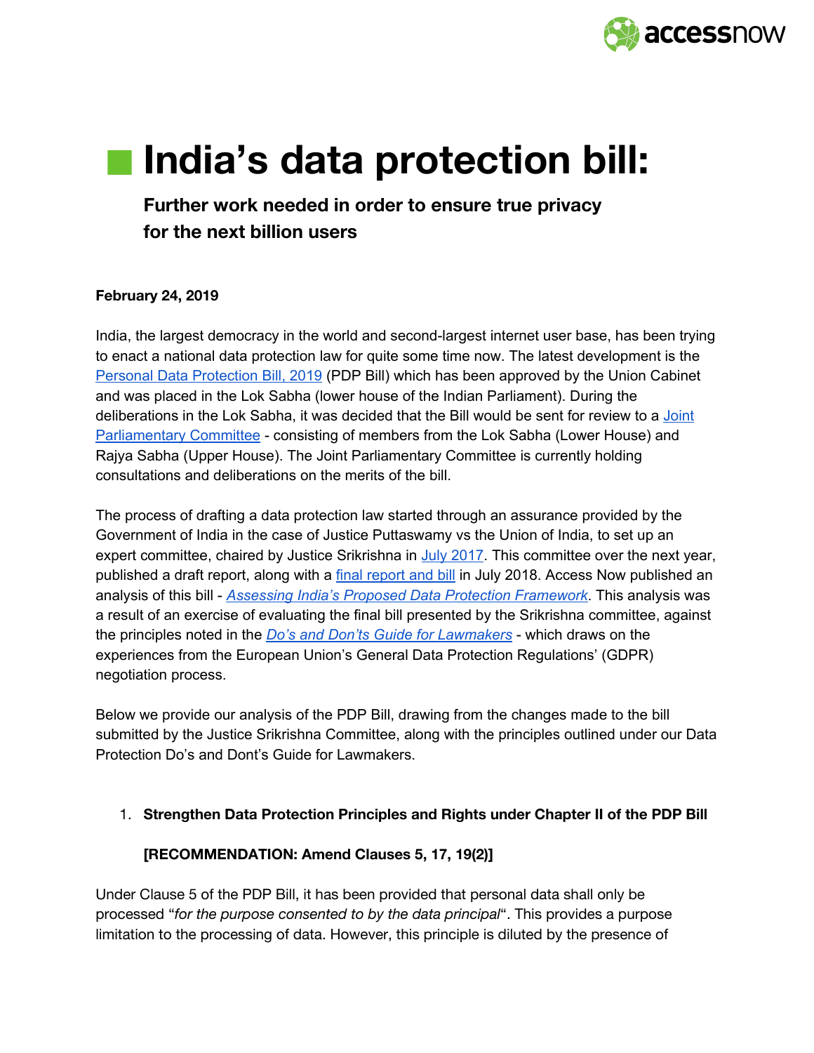# India's data protection bill:

**Further work needed in order to ensure true privacy for the next billion users**

**February 24, 2019**

India, the largest democracy in the world and second-largest internet user base, has been trying to enact a national data protection law for quite some time now. The latest development is the [Personal Data Protection Bill, 2019](#) (PDP Bill) which has been approved by the Union Cabinet and was placed in the Lok Sabha (lower house of the Indian Parliament). During the deliberations in the Lok Sabha, it was decided that the Bill would be sent for review to a [Joint Parliamentary Committee](#) - consisting of members from the Lok Sabha (Lower House) and Rajya Sabha (Upper House). The Joint Parliamentary Committee is currently holding consultations and deliberations on the merits of the bill.

The process of drafting a data protection law started through an assurance provided by the Government of India in the case of Justice Puttaswamy vs the Union of India, to set up an expert committee, chaired by Justice Srikrishna in [July 2017](#). This committee over the next year, published a draft report, along with a [final report and bill](#) in July 2018. Access Now published an analysis of this bill - [*Assessing India's Proposed Data Protection Framework*](#). This analysis was a result of an exercise of evaluating the final bill presented by the Srikrishna committee, against the principles noted in the [*Do's and Don'ts Guide for Lawmakers*](#) - which draws on the experiences from the European Union's General Data Protection Regulations' (GDPR) negotiation process.

Below we provide our analysis of the PDP Bill, drawing from the changes made to the bill submitted by the Justice Srikrishna Committee, along with the principles outlined under our Data Protection Do's and Dont's Guide for Lawmakers.

1. **Strengthen Data Protection Principles and Rights under Chapter II of the PDP Bill**

   **[RECOMMENDATION: Amend Clauses 5, 17, 19(2)]**

Under Clause 5 of the PDP Bill, it has been provided that personal data shall only be processed "*for the purpose consented to by the data principal*". This provides a purpose limitation to the processing of data. However, this principle is diluted by the presence of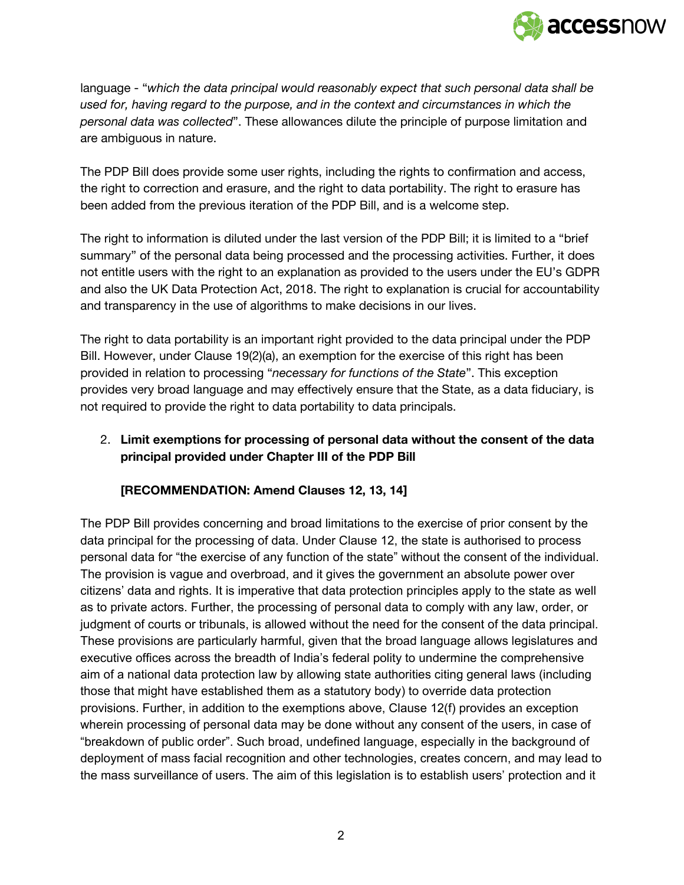language - "*which the data principal would reasonably expect that such personal data shall be used for, having regard to the purpose, and in the context and circumstances in which the personal data was collected*". These allowances dilute the principle of purpose limitation and are ambiguous in nature.

The PDP Bill does provide some user rights, including the rights to confirmation and access, the right to correction and erasure, and the right to data portability. The right to erasure has been added from the previous iteration of the PDP Bill, and is a welcome step.

The right to information is diluted under the last version of the PDP Bill; it is limited to a "brief summary" of the personal data being processed and the processing activities. Further, it does not entitle users with the right to an explanation as provided to the users under the EU's GDPR and also the UK Data Protection Act, 2018. The right to explanation is crucial for accountability and transparency in the use of algorithms to make decisions in our lives.

The right to data portability is an important right provided to the data principal under the PDP Bill. However, under Clause 19(2)(a), an exemption for the exercise of this right has been provided in relation to processing "*necessary for functions of the State*". This exception provides very broad language and may effectively ensure that the State, as a data fiduciary, is not required to provide the right to data portability to data principals.

2. **Limit exemptions for processing of personal data without the consent of the data principal provided under Chapter III of the PDP Bill**

   **[RECOMMENDATION: Amend Clauses 12, 13, 14]**

The PDP Bill provides concerning and broad limitations to the exercise of prior consent by the data principal for the processing of data. Under Clause 12, the state is authorised to process personal data for "the exercise of any function of the state" without the consent of the individual. The provision is vague and overbroad, and it gives the government an absolute power over citizens' data and rights. It is imperative that data protection principles apply to the state as well as to private actors. Further, the processing of personal data to comply with any law, order, or judgment of courts or tribunals, is allowed without the need for the consent of the data principal. These provisions are particularly harmful, given that the broad language allows legislatures and executive offices across the breadth of India's federal polity to undermine the comprehensive aim of a national data protection law by allowing state authorities citing general laws (including those that might have established them as a statutory body) to override data protection provisions. Further, in addition to the exemptions above, Clause 12(f) provides an exception wherein processing of personal data may be done without any consent of the users, in case of "breakdown of public order". Such broad, undefined language, especially in the background of deployment of mass facial recognition and other technologies, creates concern, and may lead to the mass surveillance of users. The aim of this legislation is to establish users' protection and it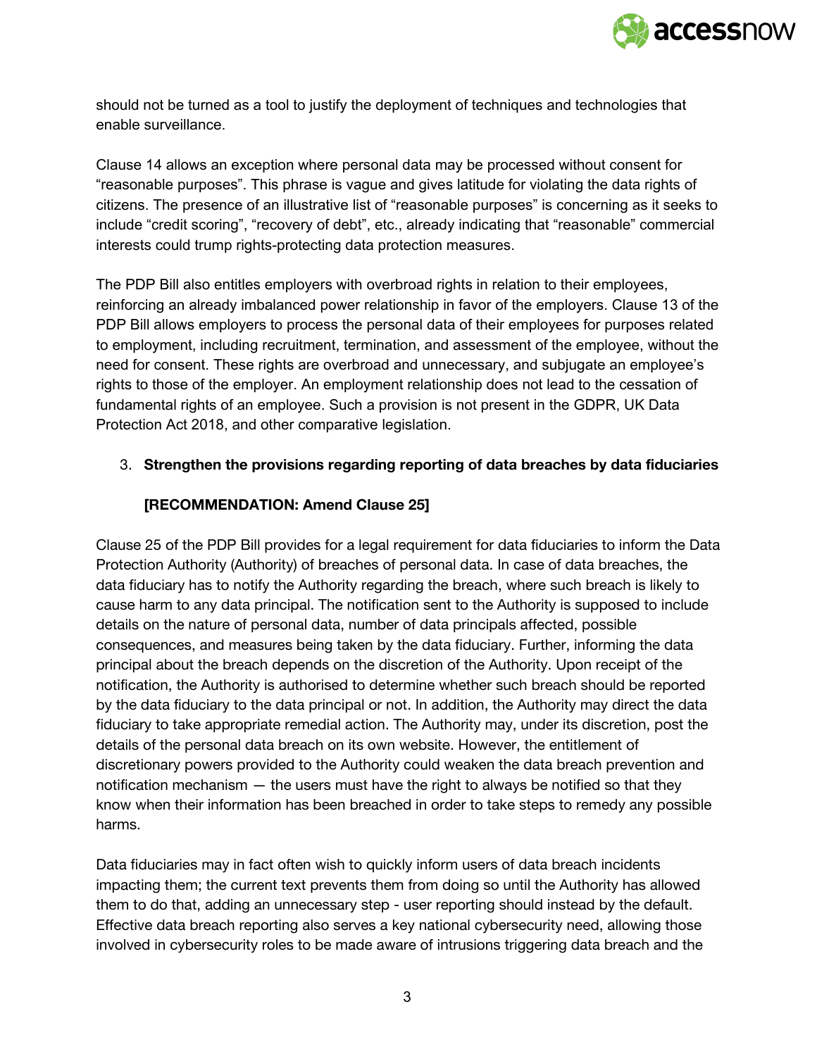should not be turned as a tool to justify the deployment of techniques and technologies that enable surveillance.

Clause 14 allows an exception where personal data may be processed without consent for "reasonable purposes". This phrase is vague and gives latitude for violating the data rights of citizens. The presence of an illustrative list of "reasonable purposes" is concerning as it seeks to include "credit scoring", "recovery of debt", etc., already indicating that "reasonable" commercial interests could trump rights-protecting data protection measures.

The PDP Bill also entitles employers with overbroad rights in relation to their employees, reinforcing an already imbalanced power relationship in favor of the employers. Clause 13 of the PDP Bill allows employers to process the personal data of their employees for purposes related to employment, including recruitment, termination, and assessment of the employee, without the need for consent. These rights are overbroad and unnecessary, and subjugate an employee's rights to those of the employer. An employment relationship does not lead to the cessation of fundamental rights of an employee. Such a provision is not present in the GDPR, UK Data Protection Act 2018, and other comparative legislation.

3. **Strengthen the provisions regarding reporting of data breaches by data fiduciaries**

   **[RECOMMENDATION: Amend Clause 25]**

Clause 25 of the PDP Bill provides for a legal requirement for data fiduciaries to inform the Data Protection Authority (Authority) of breaches of personal data. In case of data breaches, the data fiduciary has to notify the Authority regarding the breach, where such breach is likely to cause harm to any data principal. The notification sent to the Authority is supposed to include details on the nature of personal data, number of data principals affected, possible consequences, and measures being taken by the data fiduciary. Further, informing the data principal about the breach depends on the discretion of the Authority. Upon receipt of the notification, the Authority is authorised to determine whether such breach should be reported by the data fiduciary to the data principal or not. In addition, the Authority may direct the data fiduciary to take appropriate remedial action. The Authority may, under its discretion, post the details of the personal data breach on its own website. However, the entitlement of discretionary powers provided to the Authority could weaken the data breach prevention and notification mechanism — the users must have the right to always be notified so that they know when their information has been breached in order to take steps to remedy any possible harms.

Data fiduciaries may in fact often wish to quickly inform users of data breach incidents impacting them; the current text prevents them from doing so until the Authority has allowed them to do that, adding an unnecessary step - user reporting should instead by the default. Effective data breach reporting also serves a key national cybersecurity need, allowing those involved in cybersecurity roles to be made aware of intrusions triggering data breach and the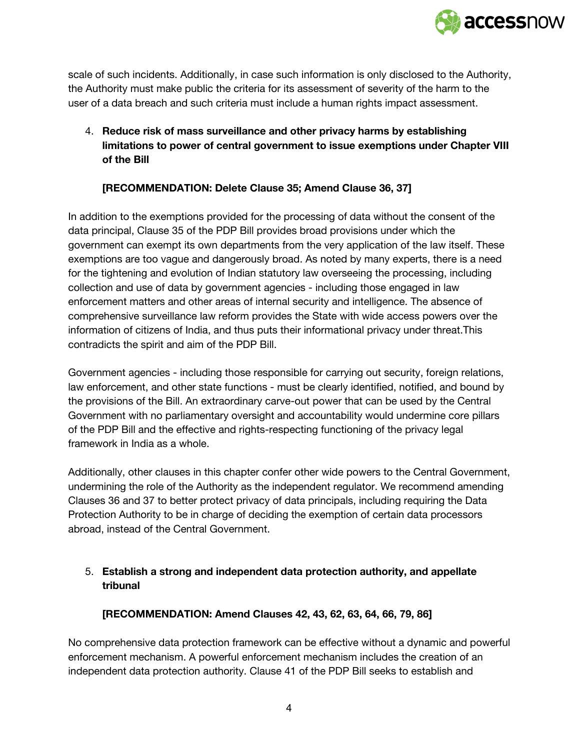scale of such incidents. Additionally, in case such information is only disclosed to the Authority, the Authority must make public the criteria for its assessment of severity of the harm to the user of a data breach and such criteria must include a human rights impact assessment.

4. **Reduce risk of mass surveillance and other privacy harms by establishing limitations to power of central government to issue exemptions under Chapter VIII of the Bill**

   **[RECOMMENDATION: Delete Clause 35; Amend Clause 36, 37]**

In addition to the exemptions provided for the processing of data without the consent of the data principal, Clause 35 of the PDP Bill provides broad provisions under which the government can exempt its own departments from the very application of the law itself. These exemptions are too vague and dangerously broad. As noted by many experts, there is a need for the tightening and evolution of Indian statutory law overseeing the processing, including collection and use of data by government agencies - including those engaged in law enforcement matters and other areas of internal security and intelligence. The absence of comprehensive surveillance law reform provides the State with wide access powers over the information of citizens of India, and thus puts their informational privacy under threat.This contradicts the spirit and aim of the PDP Bill.

Government agencies - including those responsible for carrying out security, foreign relations, law enforcement, and other state functions - must be clearly identified, notified, and bound by the provisions of the Bill. An extraordinary carve-out power that can be used by the Central Government with no parliamentary oversight and accountability would undermine core pillars of the PDP Bill and the effective and rights-respecting functioning of the privacy legal framework in India as a whole.

Additionally, other clauses in this chapter confer other wide powers to the Central Government, undermining the role of the Authority as the independent regulator. We recommend amending Clauses 36 and 37 to better protect privacy of data principals, including requiring the Data Protection Authority to be in charge of deciding the exemption of certain data processors abroad, instead of the Central Government.

5. **Establish a strong and independent data protection authority, and appellate tribunal**

   **[RECOMMENDATION: Amend Clauses 42, 43, 62, 63, 64, 66, 79, 86]**

No comprehensive data protection framework can be effective without a dynamic and powerful enforcement mechanism. A powerful enforcement mechanism includes the creation of an independent data protection authority. Clause 41 of the PDP Bill seeks to establish and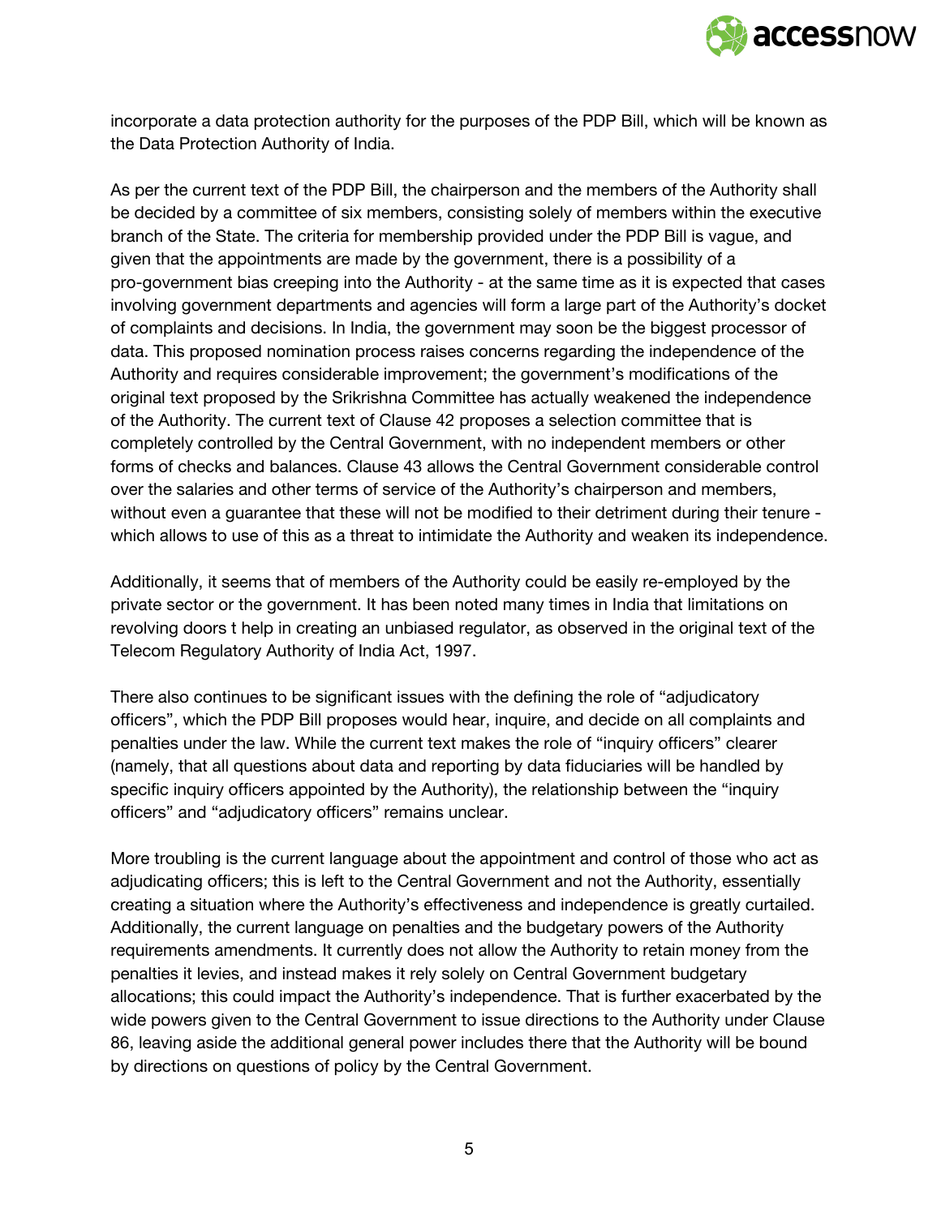incorporate a data protection authority for the purposes of the PDP Bill, which will be known as the Data Protection Authority of India.

As per the current text of the PDP Bill, the chairperson and the members of the Authority shall be decided by a committee of six members, consisting solely of members within the executive branch of the State. The criteria for membership provided under the PDP Bill is vague, and given that the appointments are made by the government, there is a possibility of a pro-government bias creeping into the Authority - at the same time as it is expected that cases involving government departments and agencies will form a large part of the Authority's docket of complaints and decisions. In India, the government may soon be the biggest processor of data. This proposed nomination process raises concerns regarding the independence of the Authority and requires considerable improvement; the government's modifications of the original text proposed by the Srikrishna Committee has actually weakened the independence of the Authority. The current text of Clause 42 proposes a selection committee that is completely controlled by the Central Government, with no independent members or other forms of checks and balances. Clause 43 allows the Central Government considerable control over the salaries and other terms of service of the Authority's chairperson and members, without even a guarantee that these will not be modified to their detriment during their tenure - which allows to use of this as a threat to intimidate the Authority and weaken its independence.

Additionally, it seems that of members of the Authority could be easily re-employed by the private sector or the government. It has been noted many times in India that limitations on revolving doors t help in creating an unbiased regulator, as observed in the original text of the Telecom Regulatory Authority of India Act, 1997.

There also continues to be significant issues with the defining the role of "adjudicatory officers", which the PDP Bill proposes would hear, inquire, and decide on all complaints and penalties under the law. While the current text makes the role of "inquiry officers" clearer (namely, that all questions about data and reporting by data fiduciaries will be handled by specific inquiry officers appointed by the Authority), the relationship between the "inquiry officers" and "adjudicatory officers" remains unclear.

More troubling is the current language about the appointment and control of those who act as adjudicating officers; this is left to the Central Government and not the Authority, essentially creating a situation where the Authority's effectiveness and independence is greatly curtailed. Additionally, the current language on penalties and the budgetary powers of the Authority requirements amendments. It currently does not allow the Authority to retain money from the penalties it levies, and instead makes it rely solely on Central Government budgetary allocations; this could impact the Authority's independence. That is further exacerbated by the wide powers given to the Central Government to issue directions to the Authority under Clause 86, leaving aside the additional general power includes there that the Authority will be bound by directions on questions of policy by the Central Government.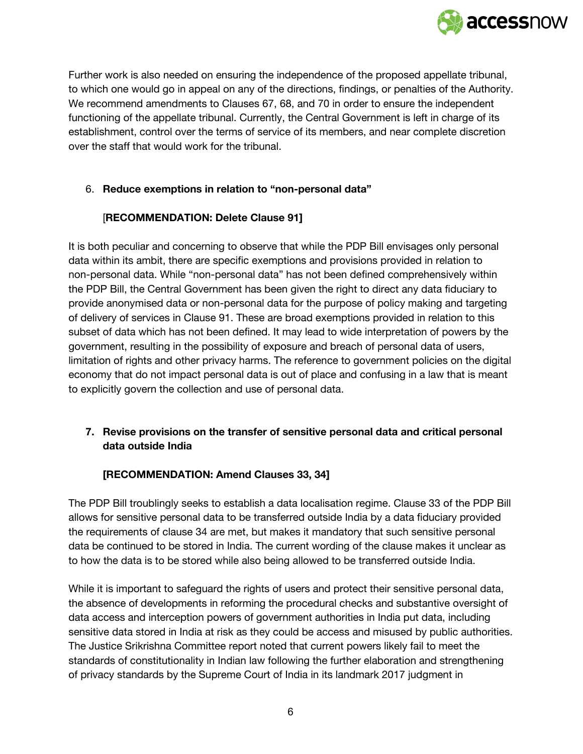Further work is also needed on ensuring the independence of the proposed appellate tribunal, to which one would go in appeal on any of the directions, findings, or penalties of the Authority. We recommend amendments to Clauses 67, 68, and 70 in order to ensure the independent functioning of the appellate tribunal. Currently, the Central Government is left in charge of its establishment, control over the terms of service of its members, and near complete discretion over the staff that would work for the tribunal.

6. **Reduce exemptions in relation to "non-personal data"**

   [**RECOMMENDATION: Delete Clause 91]**

It is both peculiar and concerning to observe that while the PDP Bill envisages only personal data within its ambit, there are specific exemptions and provisions provided in relation to non-personal data. While "non-personal data" has not been defined comprehensively within the PDP Bill, the Central Government has been given the right to direct any data fiduciary to provide anonymised data or non-personal data for the purpose of policy making and targeting of delivery of services in Clause 91. These are broad exemptions provided in relation to this subset of data which has not been defined. It may lead to wide interpretation of powers by the government, resulting in the possibility of exposure and breach of personal data of users, limitation of rights and other privacy harms. The reference to government policies on the digital economy that do not impact personal data is out of place and confusing in a law that is meant to explicitly govern the collection and use of personal data.

7. **Revise provisions on the transfer of sensitive personal data and critical personal data outside India**

   **[RECOMMENDATION: Amend Clauses 33, 34]**

The PDP Bill troublingly seeks to establish a data localisation regime. Clause 33 of the PDP Bill allows for sensitive personal data to be transferred outside India by a data fiduciary provided the requirements of clause 34 are met, but makes it mandatory that such sensitive personal data be continued to be stored in India. The current wording of the clause makes it unclear as to how the data is to be stored while also being allowed to be transferred outside India.

While it is important to safeguard the rights of users and protect their sensitive personal data, the absence of developments in reforming the procedural checks and substantive oversight of data access and interception powers of government authorities in India put data, including sensitive data stored in India at risk as they could be access and misused by public authorities. The Justice Srikrishna Committee report noted that current powers likely fail to meet the standards of constitutionality in Indian law following the further elaboration and strengthening of privacy standards by the Supreme Court of India in its landmark 2017 judgment in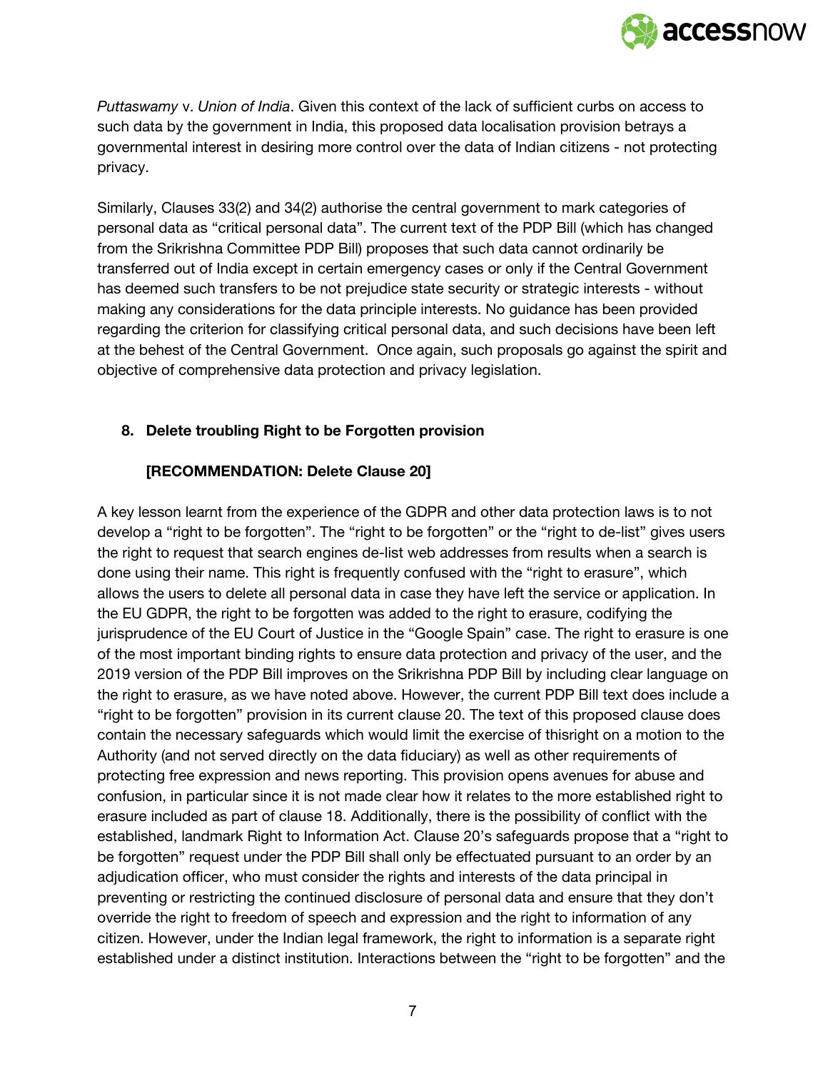*Puttaswamy* v. *Union of India*. Given this context of the lack of sufficient curbs on access to such data by the government in India, this proposed data localisation provision betrays a governmental interest in desiring more control over the data of Indian citizens - not protecting privacy.

Similarly, Clauses 33(2) and 34(2) authorise the central government to mark categories of personal data as "critical personal data". The current text of the PDP Bill (which has changed from the Srikrishna Committee PDP Bill) proposes that such data cannot ordinarily be transferred out of India except in certain emergency cases or only if the Central Government has deemed such transfers to be not prejudice state security or strategic interests - without making any considerations for the data principle interests. No guidance has been provided regarding the criterion for classifying critical personal data, and such decisions have been left at the behest of the Central Government. Once again, such proposals go against the spirit and objective of comprehensive data protection and privacy legislation.

## 8. Delete troubling Right to be Forgotten provision

**[RECOMMENDATION: Delete Clause 20]**

A key lesson learnt from the experience of the GDPR and other data protection laws is to not develop a "right to be forgotten". The "right to be forgotten" or the "right to de-list" gives users the right to request that search engines de-list web addresses from results when a search is done using their name. This right is frequently confused with the "right to erasure", which allows the users to delete all personal data in case they have left the service or application. In the EU GDPR, the right to be forgotten was added to the right to erasure, codifying the jurisprudence of the EU Court of Justice in the "Google Spain" case. The right to erasure is one of the most important binding rights to ensure data protection and privacy of the user, and the 2019 version of the PDP Bill improves on the Srikrishna PDP Bill by including clear language on the right to erasure, as we have noted above. However, the current PDP Bill text does include a "right to be forgotten" provision in its current clause 20. The text of this proposed clause does contain the necessary safeguards which would limit the exercise of thisright on a motion to the Authority (and not served directly on the data fiduciary) as well as other requirements of protecting free expression and news reporting. This provision opens avenues for abuse and confusion, in particular since it is not made clear how it relates to the more established right to erasure included as part of clause 18. Additionally, there is the possibility of conflict with the established, landmark Right to Information Act. Clause 20's safeguards propose that a "right to be forgotten" request under the PDP Bill shall only be effectuated pursuant to an order by an adjudication officer, who must consider the rights and interests of the data principal in preventing or restricting the continued disclosure of personal data and ensure that they don't override the right to freedom of speech and expression and the right to information of any citizen. However, under the Indian legal framework, the right to information is a separate right established under a distinct institution. Interactions between the "right to be forgotten" and the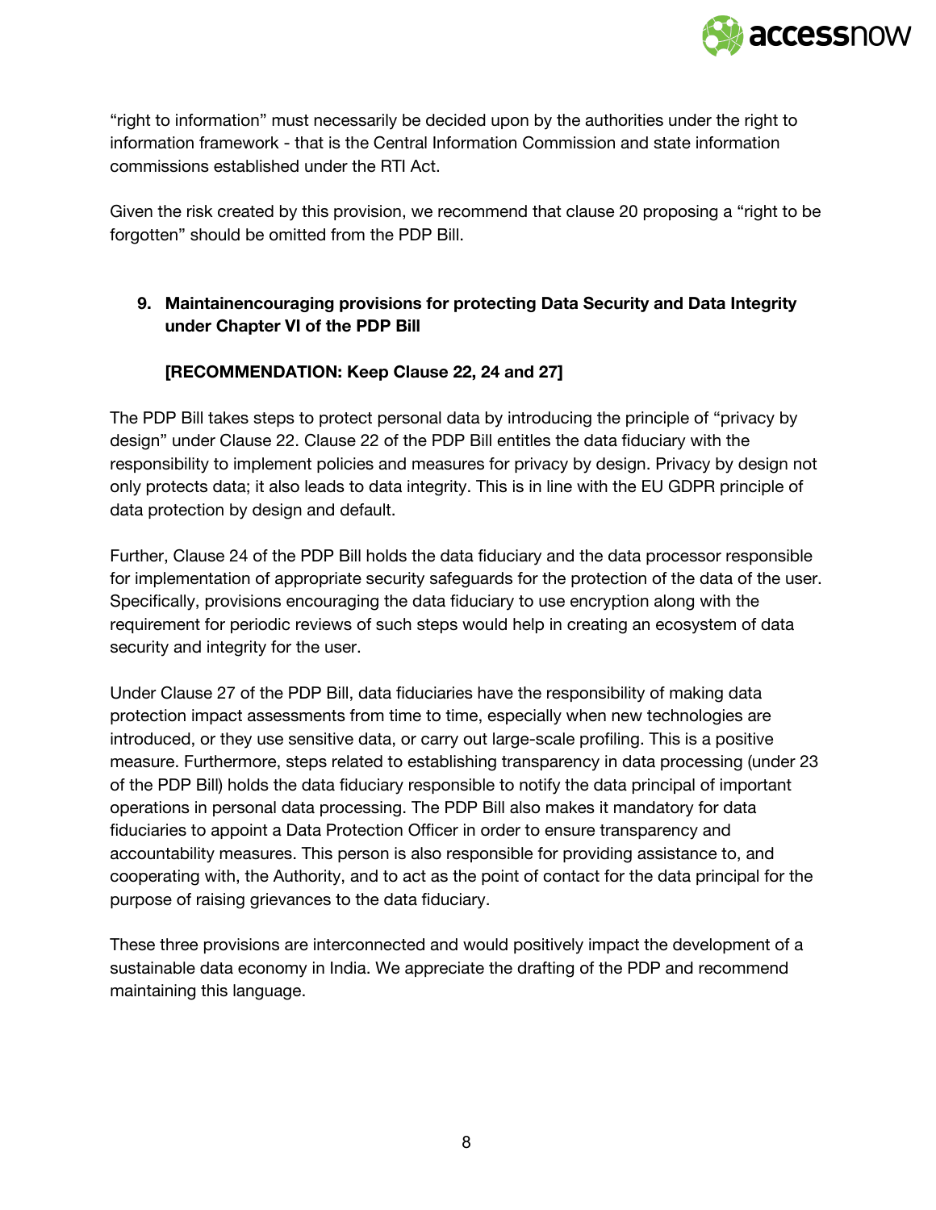"right to information" must necessarily be decided upon by the authorities under the right to information framework - that is the Central Information Commission and state information commissions established under the RTI Act.

Given the risk created by this provision, we recommend that clause 20 proposing a "right to be forgotten" should be omitted from the PDP Bill.

9. **Maintainencouraging provisions for protecting Data Security and Data Integrity under Chapter VI of the PDP Bill**

   **[RECOMMENDATION: Keep Clause 22, 24 and 27]**

The PDP Bill takes steps to protect personal data by introducing the principle of "privacy by design" under Clause 22. Clause 22 of the PDP Bill entitles the data fiduciary with the responsibility to implement policies and measures for privacy by design. Privacy by design not only protects data; it also leads to data integrity. This is in line with the EU GDPR principle of data protection by design and default.

Further, Clause 24 of the PDP Bill holds the data fiduciary and the data processor responsible for implementation of appropriate security safeguards for the protection of the data of the user. Specifically, provisions encouraging the data fiduciary to use encryption along with the requirement for periodic reviews of such steps would help in creating an ecosystem of data security and integrity for the user.

Under Clause 27 of the PDP Bill, data fiduciaries have the responsibility of making data protection impact assessments from time to time, especially when new technologies are introduced, or they use sensitive data, or carry out large-scale profiling. This is a positive measure. Furthermore, steps related to establishing transparency in data processing (under 23 of the PDP Bill) holds the data fiduciary responsible to notify the data principal of important operations in personal data processing. The PDP Bill also makes it mandatory for data fiduciaries to appoint a Data Protection Officer in order to ensure transparency and accountability measures. This person is also responsible for providing assistance to, and cooperating with, the Authority, and to act as the point of contact for the data principal for the purpose of raising grievances to the data fiduciary.

These three provisions are interconnected and would positively impact the development of a sustainable data economy in India. We appreciate the drafting of the PDP and recommend maintaining this language.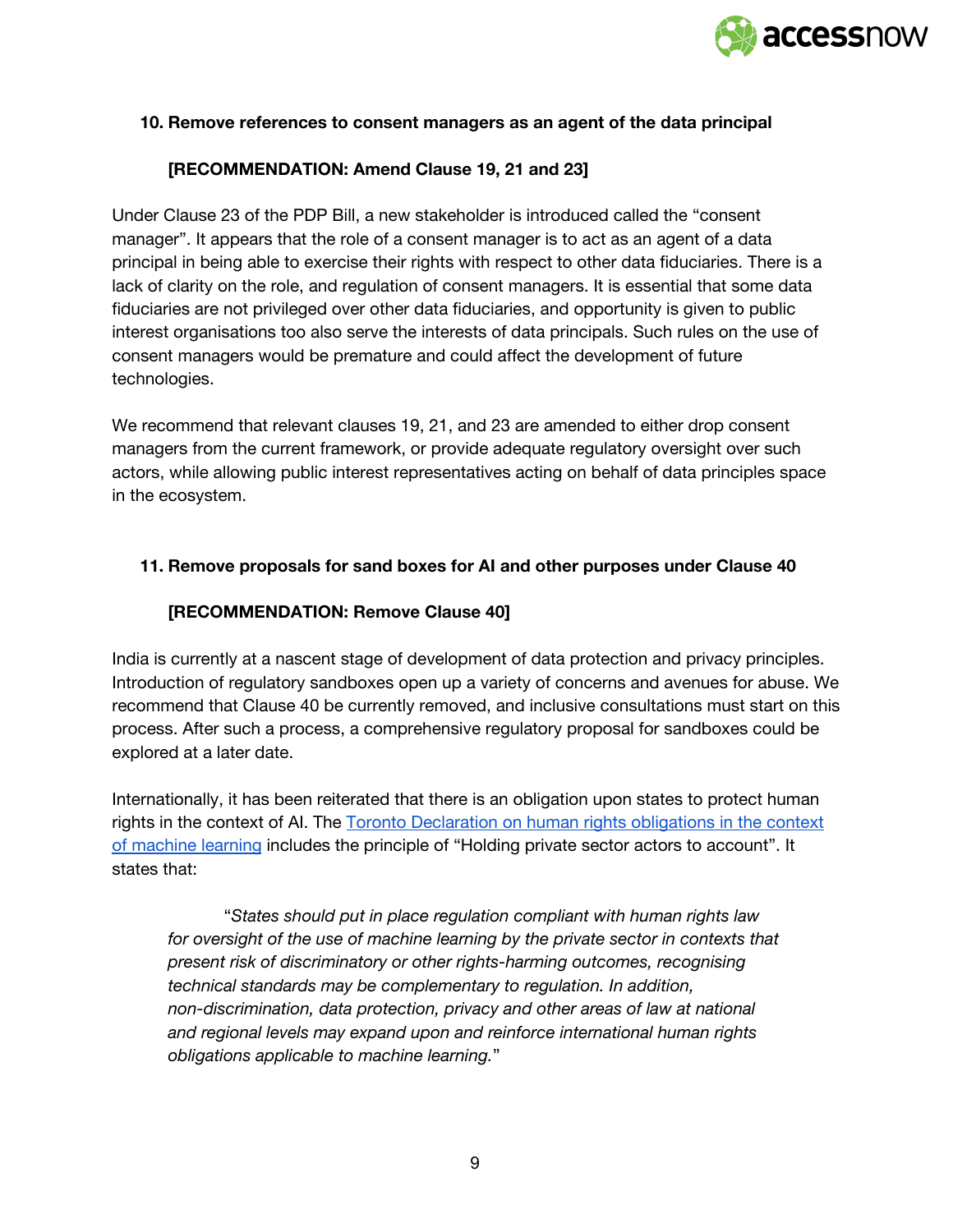**10. Remove references to consent managers as an agent of the data principal**

**[RECOMMENDATION: Amend Clause 19, 21 and 23]**

Under Clause 23 of the PDP Bill, a new stakeholder is introduced called the "consent manager". It appears that the role of a consent manager is to act as an agent of a data principal in being able to exercise their rights with respect to other data fiduciaries. There is a lack of clarity on the role, and regulation of consent managers. It is essential that some data fiduciaries are not privileged over other data fiduciaries, and opportunity is given to public interest organisations too also serve the interests of data principals. Such rules on the use of consent managers would be premature and could affect the development of future technologies.

We recommend that relevant clauses 19, 21, and 23 are amended to either drop consent managers from the current framework, or provide adequate regulatory oversight over such actors, while allowing public interest representatives acting on behalf of data principles space in the ecosystem.

**11. Remove proposals for sand boxes for AI and other purposes under Clause 40**

**[RECOMMENDATION: Remove Clause 40]**

India is currently at a nascent stage of development of data protection and privacy principles. Introduction of regulatory sandboxes open up a variety of concerns and avenues for abuse. We recommend that Clause 40 be currently removed, and inclusive consultations must start on this process. After such a process, a comprehensive regulatory proposal for sandboxes could be explored at a later date.

Internationally, it has been reiterated that there is an obligation upon states to protect human rights in the context of AI. The Toronto Declaration on human rights obligations in the context of machine learning includes the principle of "Holding private sector actors to account". It states that:

> "*States should put in place regulation compliant with human rights law for oversight of the use of machine learning by the private sector in contexts that present risk of discriminatory or other rights-harming outcomes, recognising technical standards may be complementary to regulation. In addition, non-discrimination, data protection, privacy and other areas of law at national and regional levels may expand upon and reinforce international human rights obligations applicable to machine learning.*"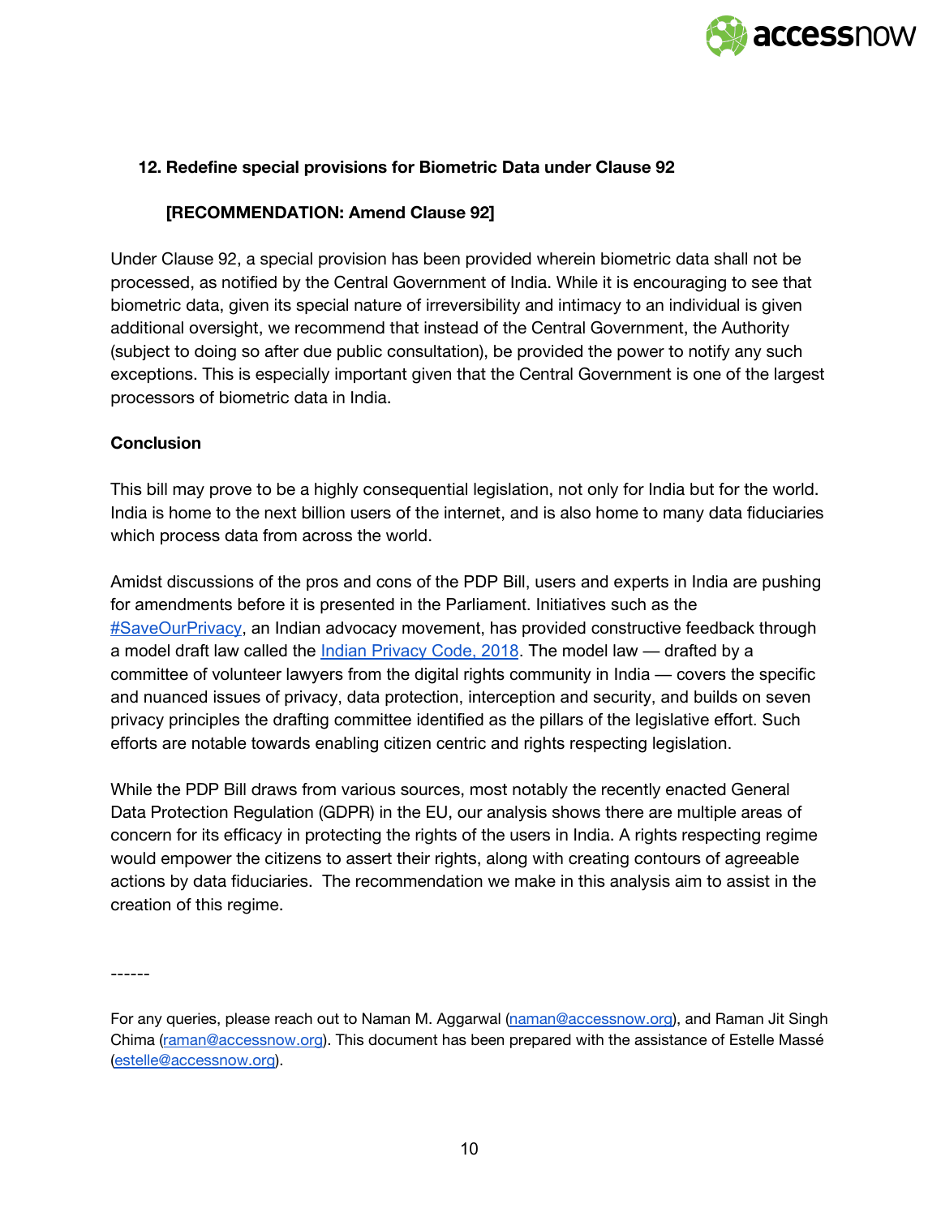### 12. Redefine special provisions for Biometric Data under Clause 92

**[RECOMMENDATION: Amend Clause 92]**

Under Clause 92, a special provision has been provided wherein biometric data shall not be processed, as notified by the Central Government of India. While it is encouraging to see that biometric data, given its special nature of irreversibility and intimacy to an individual is given additional oversight, we recommend that instead of the Central Government, the Authority (subject to doing so after due public consultation), be provided the power to notify any such exceptions. This is especially important given that the Central Government is one of the largest processors of biometric data in India.

**Conclusion**

This bill may prove to be a highly consequential legislation, not only for India but for the world. India is home to the next billion users of the internet, and is also home to many data fiduciaries which process data from across the world.

Amidst discussions of the pros and cons of the PDP Bill, users and experts in India are pushing for amendments before it is presented in the Parliament. Initiatives such as the #SaveOurPrivacy, an Indian advocacy movement, has provided constructive feedback through a model draft law called the Indian Privacy Code, 2018. The model law — drafted by a committee of volunteer lawyers from the digital rights community in India — covers the specific and nuanced issues of privacy, data protection, interception and security, and builds on seven privacy principles the drafting committee identified as the pillars of the legislative effort. Such efforts are notable towards enabling citizen centric and rights respecting legislation.

While the PDP Bill draws from various sources, most notably the recently enacted General Data Protection Regulation (GDPR) in the EU, our analysis shows there are multiple areas of concern for its efficacy in protecting the rights of the users in India. A rights respecting regime would empower the citizens to assert their rights, along with creating contours of agreeable actions by data fiduciaries. The recommendation we make in this analysis aim to assist in the creation of this regime.

------

For any queries, please reach out to Naman M. Aggarwal (naman@accessnow.org), and Raman Jit Singh Chima (raman@accessnow.org). This document has been prepared with the assistance of Estelle Massé (estelle@accessnow.org).